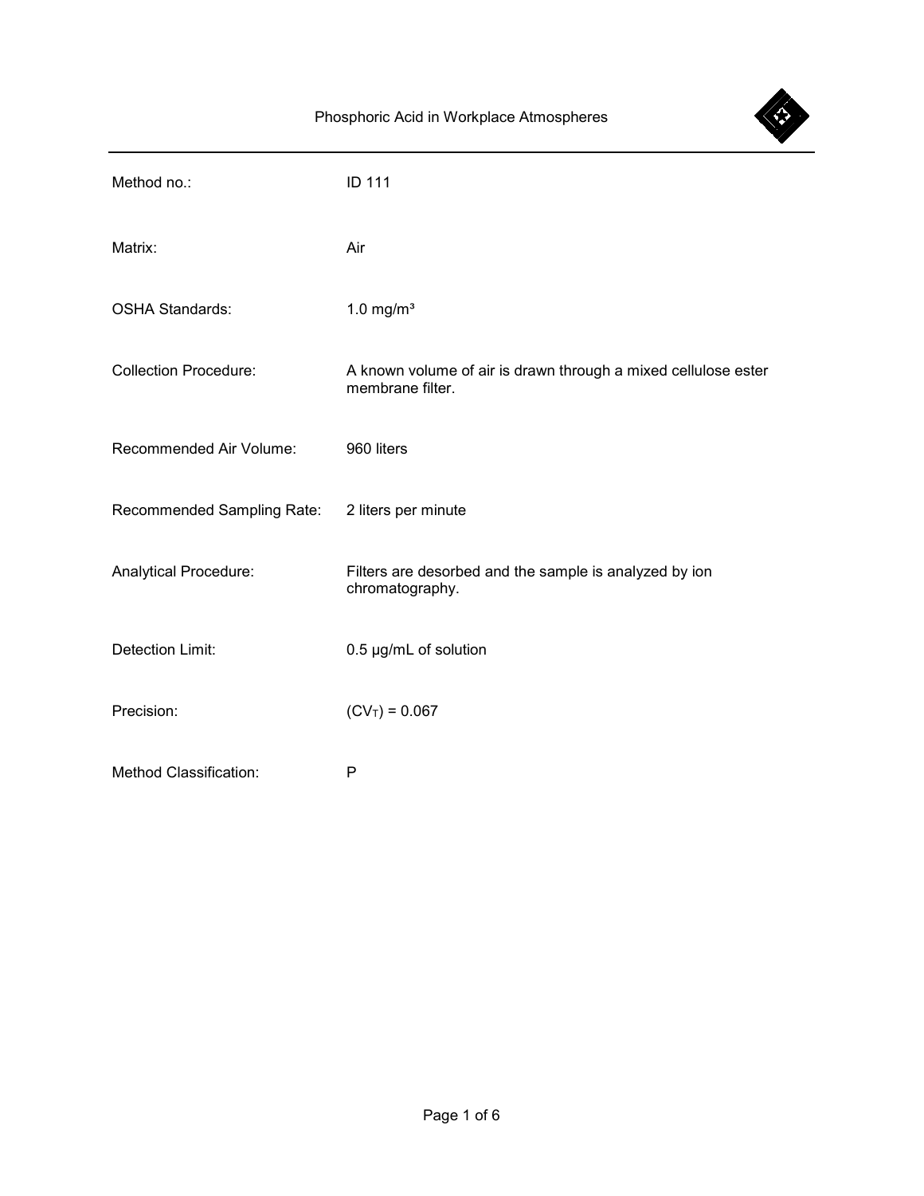# Phosphoric Acid in Workplace Atmospheres

| | |
|---|---|
| Method no.: | ID 111 |
| Matrix: | Air |
| OSHA Standards: | 1.0 mg/m³ |
| Collection Procedure: | A known volume of air is drawn through a mixed cellulose ester membrane filter. |
| Recommended Air Volume: | 960 liters |
| Recommended Sampling Rate: | 2 liters per minute |
| Analytical Procedure: | Filters are desorbed and the sample is analyzed by ion chromatography. |
| Detection Limit: | 0.5 µg/mL of solution |
| Precision: | $(CV_T) = 0.067$ |
| Method Classification: | P |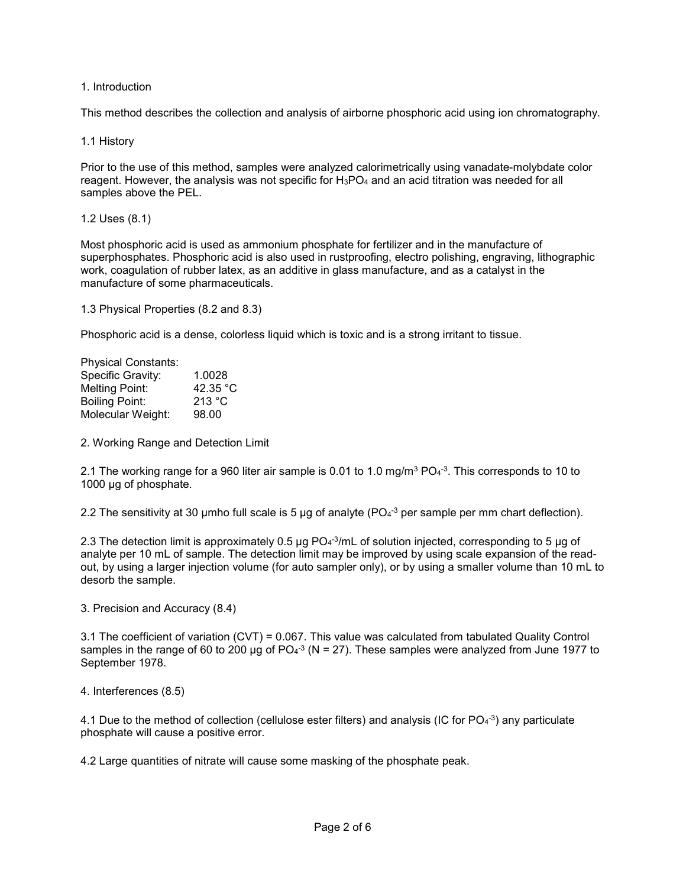## 1. Introduction

This method describes the collection and analysis of airborne phosphoric acid using ion chromatography.

### 1.1 History

Prior to the use of this method, samples were analyzed calorimetrically using vanadate-molybdate color reagent. However, the analysis was not specific for $H_3PO_4$ and an acid titration was needed for all samples above the PEL.

### 1.2 Uses (8.1)

Most phosphoric acid is used as ammonium phosphate for fertilizer and in the manufacture of superphosphates. Phosphoric acid is also used in rustproofing, electro polishing, engraving, lithographic work, coagulation of rubber latex, as an additive in glass manufacture, and as a catalyst in the manufacture of some pharmaceuticals.

### 1.3 Physical Properties (8.2 and 8.3)

Phosphoric acid is a dense, colorless liquid which is toxic and is a strong irritant to tissue.

Physical Constants:

| | |
|---|---|
| Specific Gravity: | 1.0028 |
| Melting Point: | 42.35 °C |
| Boiling Point: | 213 °C |
| Molecular Weight: | 98.00 |

## 2. Working Range and Detection Limit

2.1 The working range for a 960 liter air sample is 0.01 to 1.0 mg/m$^3$ $PO_4^{-3}$. This corresponds to 10 to 1000 µg of phosphate.

2.2 The sensitivity at 30 µmho full scale is 5 µg of analyte ($PO_4^{-3}$ per sample per mm chart deflection).

2.3 The detection limit is approximately 0.5 µg $PO_4^{-3}$/mL of solution injected, corresponding to 5 µg of analyte per 10 mL of sample. The detection limit may be improved by using scale expansion of the read-out, by using a larger injection volume (for auto sampler only), or by using a smaller volume than 10 mL to desorb the sample.

## 3. Precision and Accuracy (8.4)

3.1 The coefficient of variation (CVT) = 0.067. This value was calculated from tabulated Quality Control samples in the range of 60 to 200 µg of $PO_4^{-3}$ (N = 27). These samples were analyzed from June 1977 to September 1978.

## 4. Interferences (8.5)

4.1 Due to the method of collection (cellulose ester filters) and analysis (IC for $PO_4^{-3}$) any particulate phosphate will cause a positive error.

4.2 Large quantities of nitrate will cause some masking of the phosphate peak.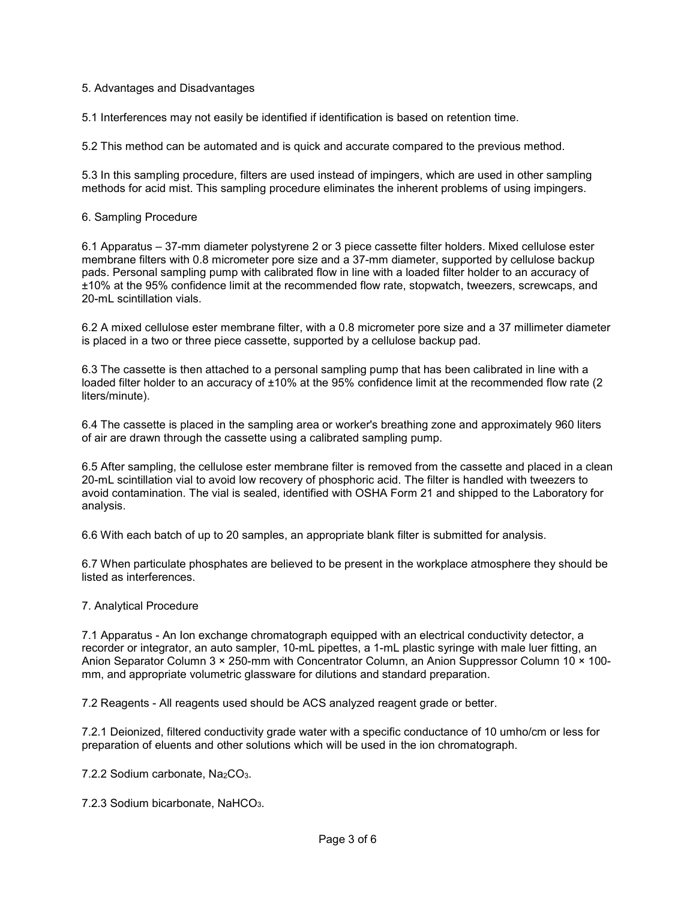## 5. Advantages and Disadvantages

5.1 Interferences may not easily be identified if identification is based on retention time.

5.2 This method can be automated and is quick and accurate compared to the previous method.

5.3 In this sampling procedure, filters are used instead of impingers, which are used in other sampling methods for acid mist. This sampling procedure eliminates the inherent problems of using impingers.

## 6. Sampling Procedure

6.1 Apparatus – 37-mm diameter polystyrene 2 or 3 piece cassette filter holders. Mixed cellulose ester membrane filters with 0.8 micrometer pore size and a 37-mm diameter, supported by cellulose backup pads. Personal sampling pump with calibrated flow in line with a loaded filter holder to an accuracy of ±10% at the 95% confidence limit at the recommended flow rate, stopwatch, tweezers, screwcaps, and 20-mL scintillation vials.

6.2 A mixed cellulose ester membrane filter, with a 0.8 micrometer pore size and a 37 millimeter diameter is placed in a two or three piece cassette, supported by a cellulose backup pad.

6.3 The cassette is then attached to a personal sampling pump that has been calibrated in line with a loaded filter holder to an accuracy of ±10% at the 95% confidence limit at the recommended flow rate (2 liters/minute).

6.4 The cassette is placed in the sampling area or worker's breathing zone and approximately 960 liters of air are drawn through the cassette using a calibrated sampling pump.

6.5 After sampling, the cellulose ester membrane filter is removed from the cassette and placed in a clean 20-mL scintillation vial to avoid low recovery of phosphoric acid. The filter is handled with tweezers to avoid contamination. The vial is sealed, identified with OSHA Form 21 and shipped to the Laboratory for analysis.

6.6 With each batch of up to 20 samples, an appropriate blank filter is submitted for analysis.

6.7 When particulate phosphates are believed to be present in the workplace atmosphere they should be listed as interferences.

## 7. Analytical Procedure

7.1 Apparatus - An Ion exchange chromatograph equipped with an electrical conductivity detector, a recorder or integrator, an auto sampler, 10-mL pipettes, a 1-mL plastic syringe with male luer fitting, an Anion Separator Column 3 × 250-mm with Concentrator Column, an Anion Suppressor Column 10 × 100-mm, and appropriate volumetric glassware for dilutions and standard preparation.

7.2 Reagents - All reagents used should be ACS analyzed reagent grade or better.

7.2.1 Deionized, filtered conductivity grade water with a specific conductance of 10 umho/cm or less for preparation of eluents and other solutions which will be used in the ion chromatograph.

7.2.2 Sodium carbonate, $Na_2CO_3$.

7.2.3 Sodium bicarbonate, $NaHCO_3$.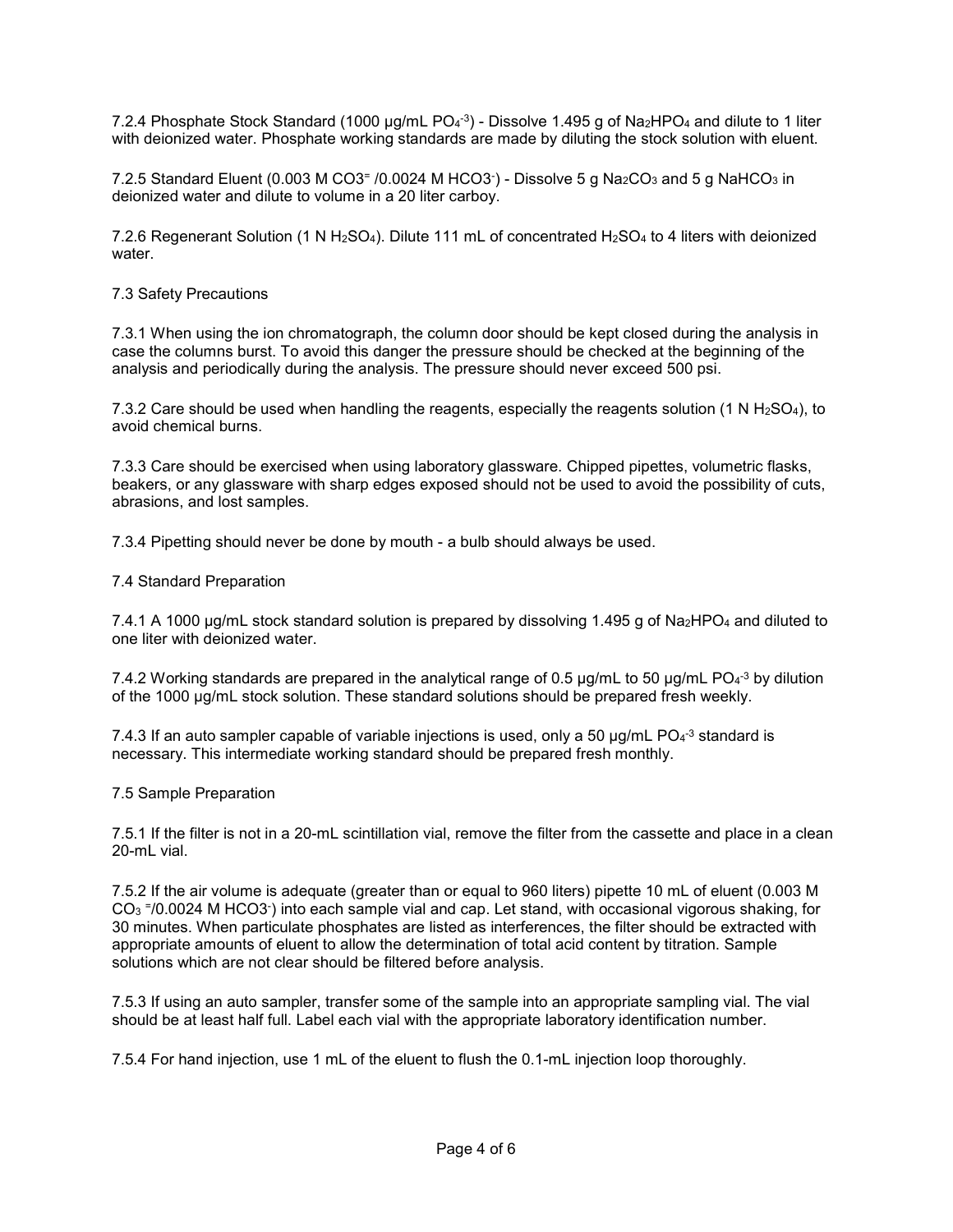7.2.4 Phosphate Stock Standard (1000 µg/mL $PO_4^{-3}$) - Dissolve 1.495 g of $Na_2HPO_4$ and dilute to 1 liter with deionized water. Phosphate working standards are made by diluting the stock solution with eluent.

7.2.5 Standard Eluent (0.003 M $CO3^{=}$ /0.0024 M $HCO3^{-}$) - Dissolve 5 g $Na_2CO_3$ and 5 g $NaHCO_3$ in deionized water and dilute to volume in a 20 liter carboy.

7.2.6 Regenerant Solution (1 N $H_2SO_4$). Dilute 111 mL of concentrated $H_2SO_4$ to 4 liters with deionized water.

7.3 Safety Precautions

7.3.1 When using the ion chromatograph, the column door should be kept closed during the analysis in case the columns burst. To avoid this danger the pressure should be checked at the beginning of the analysis and periodically during the analysis. The pressure should never exceed 500 psi.

7.3.2 Care should be used when handling the reagents, especially the reagents solution (1 N $H_2SO_4$), to avoid chemical burns.

7.3.3 Care should be exercised when using laboratory glassware. Chipped pipettes, volumetric flasks, beakers, or any glassware with sharp edges exposed should not be used to avoid the possibility of cuts, abrasions, and lost samples.

7.3.4 Pipetting should never be done by mouth - a bulb should always be used.

7.4 Standard Preparation

7.4.1 A 1000 µg/mL stock standard solution is prepared by dissolving 1.495 g of $Na_2HPO_4$ and diluted to one liter with deionized water.

7.4.2 Working standards are prepared in the analytical range of 0.5 µg/mL to 50 µg/mL $PO_4^{-3}$ by dilution of the 1000 µg/mL stock solution. These standard solutions should be prepared fresh weekly.

7.4.3 If an auto sampler capable of variable injections is used, only a 50 µg/mL $PO_4^{-3}$ standard is necessary. This intermediate working standard should be prepared fresh monthly.

7.5 Sample Preparation

7.5.1 If the filter is not in a 20-mL scintillation vial, remove the filter from the cassette and place in a clean 20-mL vial.

7.5.2 If the air volume is adequate (greater than or equal to 960 liters) pipette 10 mL of eluent (0.003 M $CO_3^{=}$/0.0024 M $HCO3^{-}$) into each sample vial and cap. Let stand, with occasional vigorous shaking, for 30 minutes. When particulate phosphates are listed as interferences, the filter should be extracted with appropriate amounts of eluent to allow the determination of total acid content by titration. Sample solutions which are not clear should be filtered before analysis.

7.5.3 If using an auto sampler, transfer some of the sample into an appropriate sampling vial. The vial should be at least half full. Label each vial with the appropriate laboratory identification number.

7.5.4 For hand injection, use 1 mL of the eluent to flush the 0.1-mL injection loop thoroughly.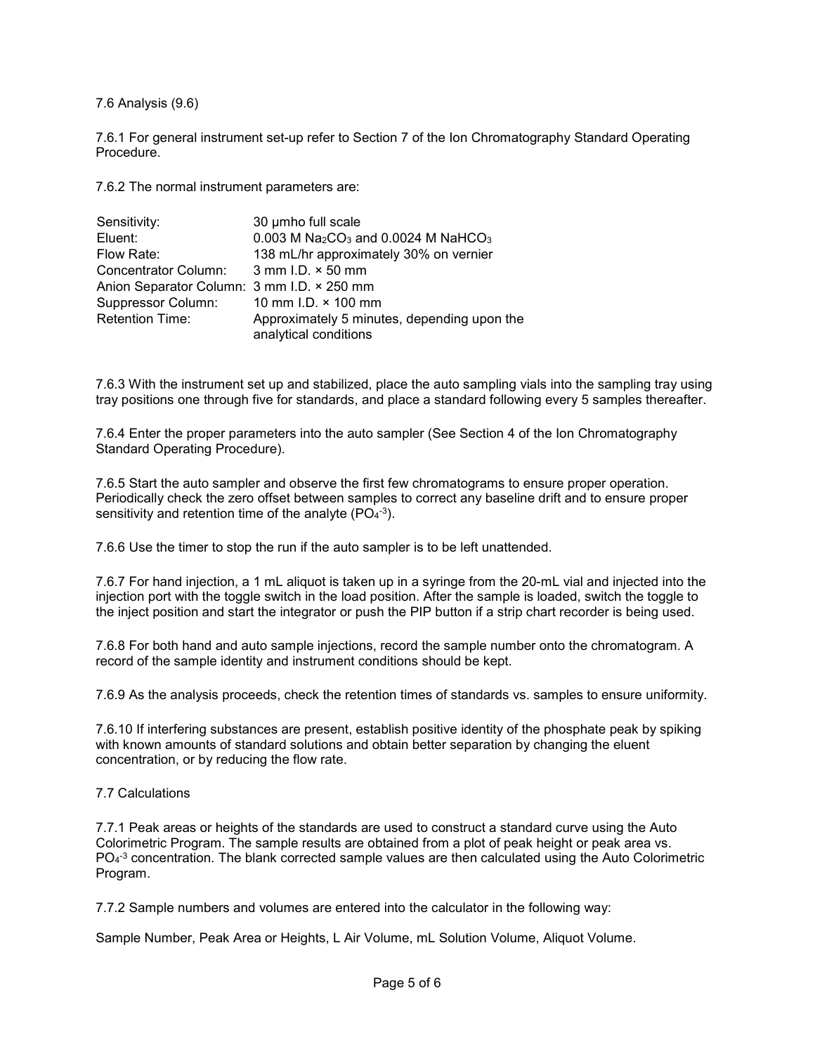7.6 Analysis (9.6)

7.6.1 For general instrument set-up refer to Section 7 of the Ion Chromatography Standard Operating Procedure.

7.6.2 The normal instrument parameters are:

| | |
|---|---|
| Sensitivity: | 30 μmho full scale |
| Eluent: | 0.003 M $Na_2CO_3$ and 0.0024 M $NaHCO_3$ |
| Flow Rate: | 138 mL/hr approximately 30% on vernier |
| Concentrator Column: | 3 mm I.D. × 50 mm |
| Anion Separator Column: | 3 mm I.D. × 250 mm |
| Suppressor Column: | 10 mm I.D. × 100 mm |
| Retention Time: | Approximately 5 minutes, depending upon the analytical conditions |

7.6.3 With the instrument set up and stabilized, place the auto sampling vials into the sampling tray using tray positions one through five for standards, and place a standard following every 5 samples thereafter.

7.6.4 Enter the proper parameters into the auto sampler (See Section 4 of the Ion Chromatography Standard Operating Procedure).

7.6.5 Start the auto sampler and observe the first few chromatograms to ensure proper operation. Periodically check the zero offset between samples to correct any baseline drift and to ensure proper sensitivity and retention time of the analyte ($PO_4^{-3}$).

7.6.6 Use the timer to stop the run if the auto sampler is to be left unattended.

7.6.7 For hand injection, a 1 mL aliquot is taken up in a syringe from the 20-mL vial and injected into the injection port with the toggle switch in the load position. After the sample is loaded, switch the toggle to the inject position and start the integrator or push the PIP button if a strip chart recorder is being used.

7.6.8 For both hand and auto sample injections, record the sample number onto the chromatogram. A record of the sample identity and instrument conditions should be kept.

7.6.9 As the analysis proceeds, check the retention times of standards vs. samples to ensure uniformity.

7.6.10 If interfering substances are present, establish positive identity of the phosphate peak by spiking with known amounts of standard solutions and obtain better separation by changing the eluent concentration, or by reducing the flow rate.

7.7 Calculations

7.7.1 Peak areas or heights of the standards are used to construct a standard curve using the Auto Colorimetric Program. The sample results are obtained from a plot of peak height or peak area vs. $PO_4^{-3}$ concentration. The blank corrected sample values are then calculated using the Auto Colorimetric Program.

7.7.2 Sample numbers and volumes are entered into the calculator in the following way:

Sample Number, Peak Area or Heights, L Air Volume, mL Solution Volume, Aliquot Volume.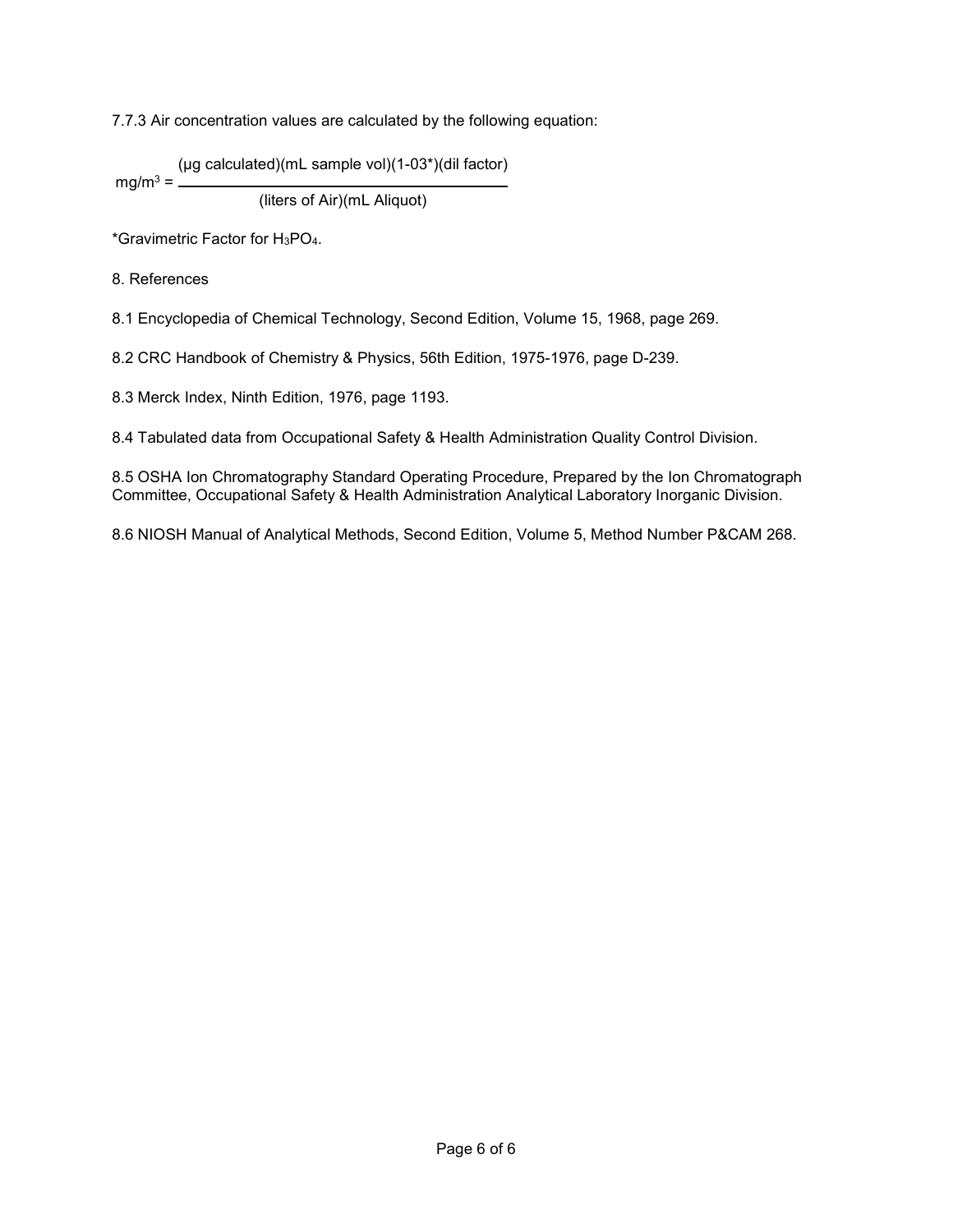7.7.3 Air concentration values are calculated by the following equation:

$$\text{mg/m}^3 = \frac{(\mu\text{g calculated})(\text{mL sample vol})(1\text{-}03^*)(\text{dil factor})}{(\text{liters of Air})(\text{mL Aliquot})}$$

*Gravimetric Factor for $H_3PO_4$.

## 8. References

8.1 Encyclopedia of Chemical Technology, Second Edition, Volume 15, 1968, page 269.

8.2 CRC Handbook of Chemistry & Physics, 56th Edition, 1975-1976, page D-239.

8.3 Merck Index, Ninth Edition, 1976, page 1193.

8.4 Tabulated data from Occupational Safety & Health Administration Quality Control Division.

8.5 OSHA Ion Chromatography Standard Operating Procedure, Prepared by the Ion Chromatograph Committee, Occupational Safety & Health Administration Analytical Laboratory Inorganic Division.

8.6 NIOSH Manual of Analytical Methods, Second Edition, Volume 5, Method Number P&CAM 268.